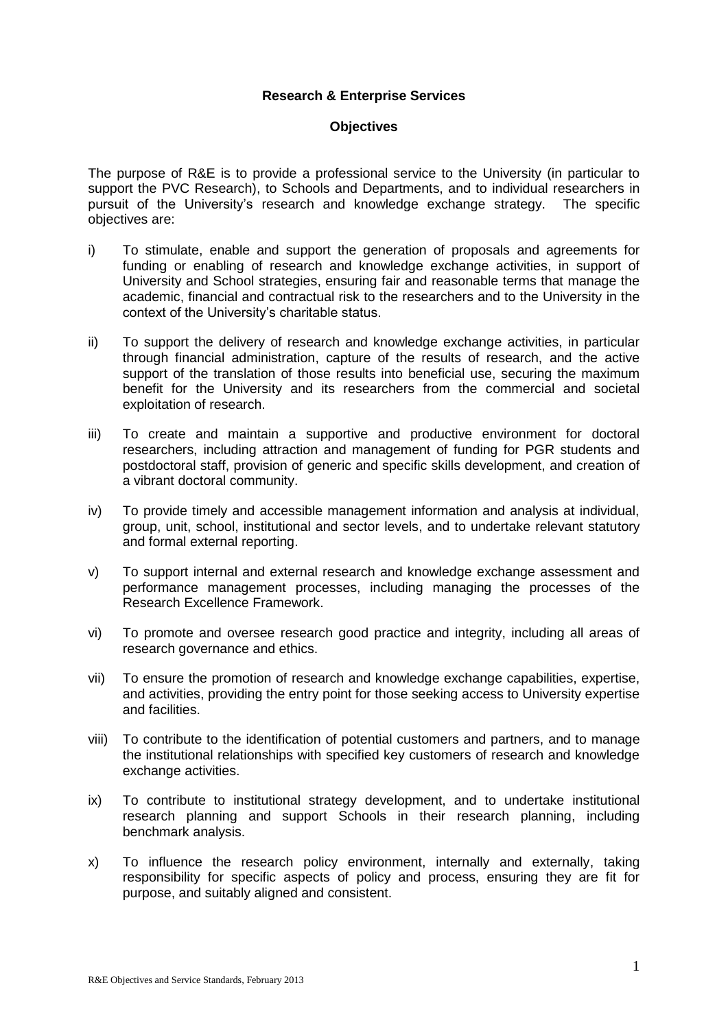**Research & Enterprise Services**

**Objectives**

The purpose of R&E is to provide a professional service to the University (in particular to support the PVC Research), to Schools and Departments, and to individual researchers in pursuit of the University's research and knowledge exchange strategy. The specific objectives are:

i) To stimulate, enable and support the generation of proposals and agreements for funding or enabling of research and knowledge exchange activities, in support of University and School strategies, ensuring fair and reasonable terms that manage the academic, financial and contractual risk to the researchers and to the University in the context of the University's charitable status.

ii) To support the delivery of research and knowledge exchange activities, in particular through financial administration, capture of the results of research, and the active support of the translation of those results into beneficial use, securing the maximum benefit for the University and its researchers from the commercial and societal exploitation of research.

iii) To create and maintain a supportive and productive environment for doctoral researchers, including attraction and management of funding for PGR students and postdoctoral staff, provision of generic and specific skills development, and creation of a vibrant doctoral community.

iv) To provide timely and accessible management information and analysis at individual, group, unit, school, institutional and sector levels, and to undertake relevant statutory and formal external reporting.

v) To support internal and external research and knowledge exchange assessment and performance management processes, including managing the processes of the Research Excellence Framework.

vi) To promote and oversee research good practice and integrity, including all areas of research governance and ethics.

vii) To ensure the promotion of research and knowledge exchange capabilities, expertise, and activities, providing the entry point for those seeking access to University expertise and facilities.

viii) To contribute to the identification of potential customers and partners, and to manage the institutional relationships with specified key customers of research and knowledge exchange activities.

ix) To contribute to institutional strategy development, and to undertake institutional research planning and support Schools in their research planning, including benchmark analysis.

x) To influence the research policy environment, internally and externally, taking responsibility for specific aspects of policy and process, ensuring they are fit for purpose, and suitably aligned and consistent.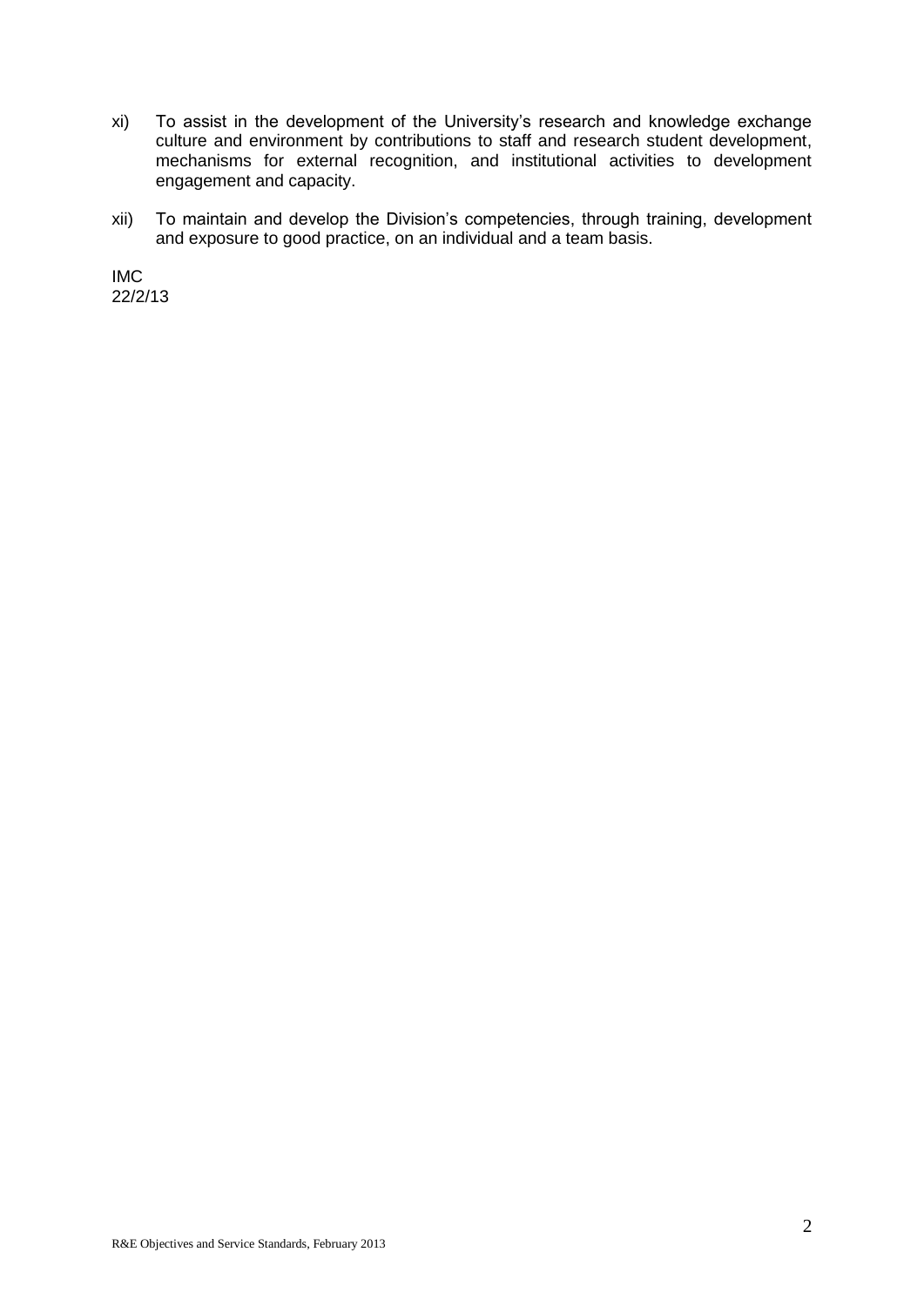xi) To assist in the development of the University's research and knowledge exchange culture and environment by contributions to staff and research student development, mechanisms for external recognition, and institutional activities to development engagement and capacity.

xii) To maintain and develop the Division's competencies, through training, development and exposure to good practice, on an individual and a team basis.

IMC
22/2/13